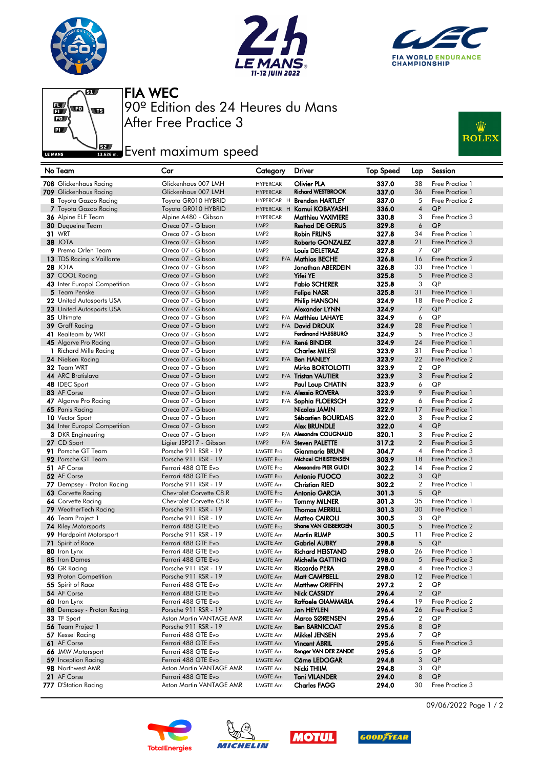# FIA WEC

90º Edition des 24 Heures du Mans

After Free Practice 3

## Event maximum speed

| No | Team | Car | Category | | Driver | Top Speed | Lap | Session |
|---|---|---|---|---|---|---|---|---|
| 708 | Glickenhaus Racing | Glickenhaus 007 LMH | HYPERCAR | | Olivier PLA | 337.0 | 38 | Free Practice 1 |
| 709 | Glickenhaus Racing | Glickenhaus 007 LMH | HYPERCAR | | Richard WESTBROOK | 337.0 | 36 | Free Practice 1 |
| 8 | Toyota Gazoo Racing | Toyota GR010 HYBRID | HYPERCAR | H | Brendon HARTLEY | 337.0 | 5 | Free Practice 2 |
| 7 | Toyota Gazoo Racing | Toyota GR010 HYBRID | HYPERCAR | H | Kamui KOBAYASHI | 336.0 | 4 | QP |
| 36 | Alpine ELF Team | Alpine A480 - Gibson | HYPERCAR | | Matthieu VAXIVIERE | 330.8 | 3 | Free Practice 3 |
| 30 | Duqueine Team | Oreca 07 - Gibson | LMP2 | | Reshad DE GERUS | 329.8 | 6 | QP |
| 31 | WRT | Oreca 07 - Gibson | LMP2 | | Robin FRIJNS | 327.8 | 34 | Free Practice 1 |
| 38 | JOTA | Oreca 07 - Gibson | LMP2 | | Roberto GONZALEZ | 327.8 | 21 | Free Practice 3 |
| 9 | Prema Orlen Team | Oreca 07 - Gibson | LMP2 | | Louis DELETRAZ | 327.8 | 7 | QP |
| 13 | TDS Racing x Vaillante | Oreca 07 - Gibson | LMP2 | P/A | Mathias BECHE | 326.8 | 16 | Free Practice 2 |
| 28 | JOTA | Oreca 07 - Gibson | LMP2 | | Jonathan ABERDEIN | 326.8 | 33 | Free Practice 1 |
| 37 | COOL Racing | Oreca 07 - Gibson | LMP2 | | Yifei YE | 325.8 | 5 | Free Practice 3 |
| 43 | Inter Europol Competition | Oreca 07 - Gibson | LMP2 | | Fabio SCHERER | 325.8 | 3 | QP |
| 5 | Team Penske | Oreca 07 - Gibson | LMP2 | | Felipe NASR | 325.8 | 31 | Free Practice 1 |
| 22 | United Autosports USA | Oreca 07 - Gibson | LMP2 | | Philip HANSON | 324.9 | 18 | Free Practice 2 |
| 23 | United Autosports USA | Oreca 07 - Gibson | LMP2 | | Alexander LYNN | 324.9 | 7 | QP |
| 35 | Ultimate | Oreca 07 - Gibson | LMP2 | P/A | Matthieu LAHAYE | 324.9 | 6 | QP |
| 39 | Graff Racing | Oreca 07 - Gibson | LMP2 | P/A | David DROUX | 324.9 | 28 | Free Practice 1 |
| 41 | Realteam by WRT | Oreca 07 - Gibson | LMP2 | | Ferdinand HABSBURG | 324.9 | 5 | Free Practice 3 |
| 45 | Algarve Pro Racing | Oreca 07 - Gibson | LMP2 | P/A | René BINDER | 324.9 | 24 | Free Practice 1 |
| 1 | Richard Mille Racing | Oreca 07 - Gibson | LMP2 | | Charles MILESI | 323.9 | 31 | Free Practice 1 |
| 24 | Nielsen Racing | Oreca 07 - Gibson | LMP2 | P/A | Ben HANLEY | 323.9 | 22 | Free Practice 2 |
| 32 | Team WRT | Oreca 07 - Gibson | LMP2 | | Mirko BORTOLOTTI | 323.9 | 2 | QP |
| 44 | ARC Bratislava | Oreca 07 - Gibson | LMP2 | P/A | Tristan VAUTIER | 323.9 | 3 | Free Practice 2 |
| 48 | IDEC Sport | Oreca 07 - Gibson | LMP2 | | Paul Loup CHATIN | 323.9 | 6 | QP |
| 83 | AF Corse | Oreca 07 - Gibson | LMP2 | P/A | Alessio ROVERA | 323.9 | 9 | Free Practice 1 |
| 47 | Algarve Pro Racing | Oreca 07 - Gibson | LMP2 | P/A | Sophia FLOERSCH | 322.9 | 6 | Free Practice 2 |
| 65 | Panis Racing | Oreca 07 - Gibson | LMP2 | | Nicolas JAMIN | 322.9 | 17 | Free Practice 1 |
| 10 | Vector Sport | Oreca 07 - Gibson | LMP2 | | Sébastien BOURDAIS | 322.0 | 3 | Free Practice 2 |
| 34 | Inter Europol Competition | Oreca 07 - Gibson | LMP2 | | Alex BRUNDLE | 322.0 | 4 | QP |
| 3 | DKR Engineering | Oreca 07 - Gibson | LMP2 | P/A | Alexandre COUGNAUD | 320.1 | 3 | Free Practice 2 |
| 27 | CD Sport | Ligier JSP217 - Gibson | LMP2 | P/A | Steven PALETTE | 317.2 | 2 | Free Practice 3 |
| 91 | Porsche GT Team | Porsche 911 RSR - 19 | LMGTE Pro | | Gianmaria BRUNI | 304.7 | 4 | Free Practice 3 |
| 92 | Porsche GT Team | Porsche 911 RSR - 19 | LMGTE Pro | | Michael CHRISTENSEN | 303.9 | 18 | Free Practice 3 |
| 51 | AF Corse | Ferrari 488 GTE Evo | LMGTE Pro | | Alessandro PIER GUIDI | 302.2 | 14 | Free Practice 2 |
| 52 | AF Corse | Ferrari 488 GTE Evo | LMGTE Pro | | Antonio FUOCO | 302.2 | 3 | QP |
| 77 | Dempsey - Proton Racing | Porsche 911 RSR - 19 | LMGTE Am | | Christian RIED | 302.2 | 2 | Free Practice 1 |
| 63 | Corvette Racing | Chevrolet Corvette C8.R | LMGTE Pro | | Antonio GARCIA | 301.3 | 5 | QP |
| 64 | Corvette Racing | Chevrolet Corvette C8.R | LMGTE Pro | | Tommy MILNER | 301.3 | 35 | Free Practice 1 |
| 79 | WeatherTech Racing | Porsche 911 RSR - 19 | LMGTE Am | | Thomas MERRILL | 301.3 | 30 | Free Practice 1 |
| 46 | Team Project 1 | Porsche 911 RSR - 19 | LMGTE Am | | Matteo CAIROLI | 300.5 | 3 | QP |
| 74 | Riley Motorsports | Ferrari 488 GTE Evo | LMGTE Pro | | Shane VAN GISBERGEN | 300.5 | 5 | Free Practice 2 |
| 99 | Hardpoint Motorsport | Porsche 911 RSR - 19 | LMGTE Am | | Martin RUMP | 300.5 | 11 | Free Practice 2 |
| 71 | Spirit of Race | Ferrari 488 GTE Evo | LMGTE Am | | Gabriel AUBRY | 298.8 | 5 | QP |
| 80 | Iron Lynx | Ferrari 488 GTE Evo | LMGTE Am | | Richard HEISTAND | 298.0 | 26 | Free Practice 1 |
| 85 | Iron Dames | Ferrari 488 GTE Evo | LMGTE Am | | Michelle GATTING | 298.0 | 5 | Free Practice 3 |
| 86 | GR Racing | Porsche 911 RSR - 19 | LMGTE Am | | Riccardo PERA | 298.0 | 4 | Free Practice 3 |
| 93 | Proton Competition | Porsche 911 RSR - 19 | LMGTE Am | | Matt CAMPBELL | 298.0 | 12 | Free Practice 1 |
| 55 | Spirit of Race | Ferrari 488 GTE Evo | LMGTE Am | | Matthew GRIFFIN | 297.2 | 2 | QP |
| 54 | AF Corse | Ferrari 488 GTE Evo | LMGTE Am | | Nick CASSIDY | 296.4 | 2 | QP |
| 60 | Iron Lynx | Ferrari 488 GTE Evo | LMGTE Am | | Raffaele GIAMMARIA | 296.4 | 19 | Free Practice 2 |
| 88 | Dempsey - Proton Racing | Porsche 911 RSR - 19 | LMGTE Am | | Jan HEYLEN | 296.4 | 26 | Free Practice 3 |
| 33 | TF Sport | Aston Martin VANTAGE AMR | LMGTE Am | | Marco SØRENSEN | 295.6 | 2 | QP |
| 56 | Team Project 1 | Porsche 911 RSR - 19 | LMGTE Am | | Ben BARNICOAT | 295.6 | 8 | QP |
| 57 | Kessel Racing | Ferrari 488 GTE Evo | LMGTE Am | | Mikkel JENSEN | 295.6 | 7 | QP |
| 61 | AF Corse | Ferrari 488 GTE Evo | LMGTE Am | | Vincent ABRIL | 295.6 | 5 | Free Practice 3 |
| 66 | JMW Motorsport | Ferrari 488 GTE Evo | LMGTE Am | | Renger VAN DER ZANDE | 295.6 | 5 | QP |
| 59 | Inception Racing | Ferrari 488 GTE Evo | LMGTE Am | | Côme LEDOGAR | 294.8 | 3 | QP |
| 98 | Northwest AMR | Aston Martin VANTAGE AMR | LMGTE Am | | Nicki THIIM | 294.8 | 3 | QP |
| 21 | AF Corse | Ferrari 488 GTE Evo | LMGTE Am | | Toni VILANDER | 294.0 | 8 | QP |
| 777 | D'Station Racing | Aston Martin VANTAGE AMR | LMGTE Am | | Charles FAGG | 294.0 | 30 | Free Practice 3 |

09/06/2022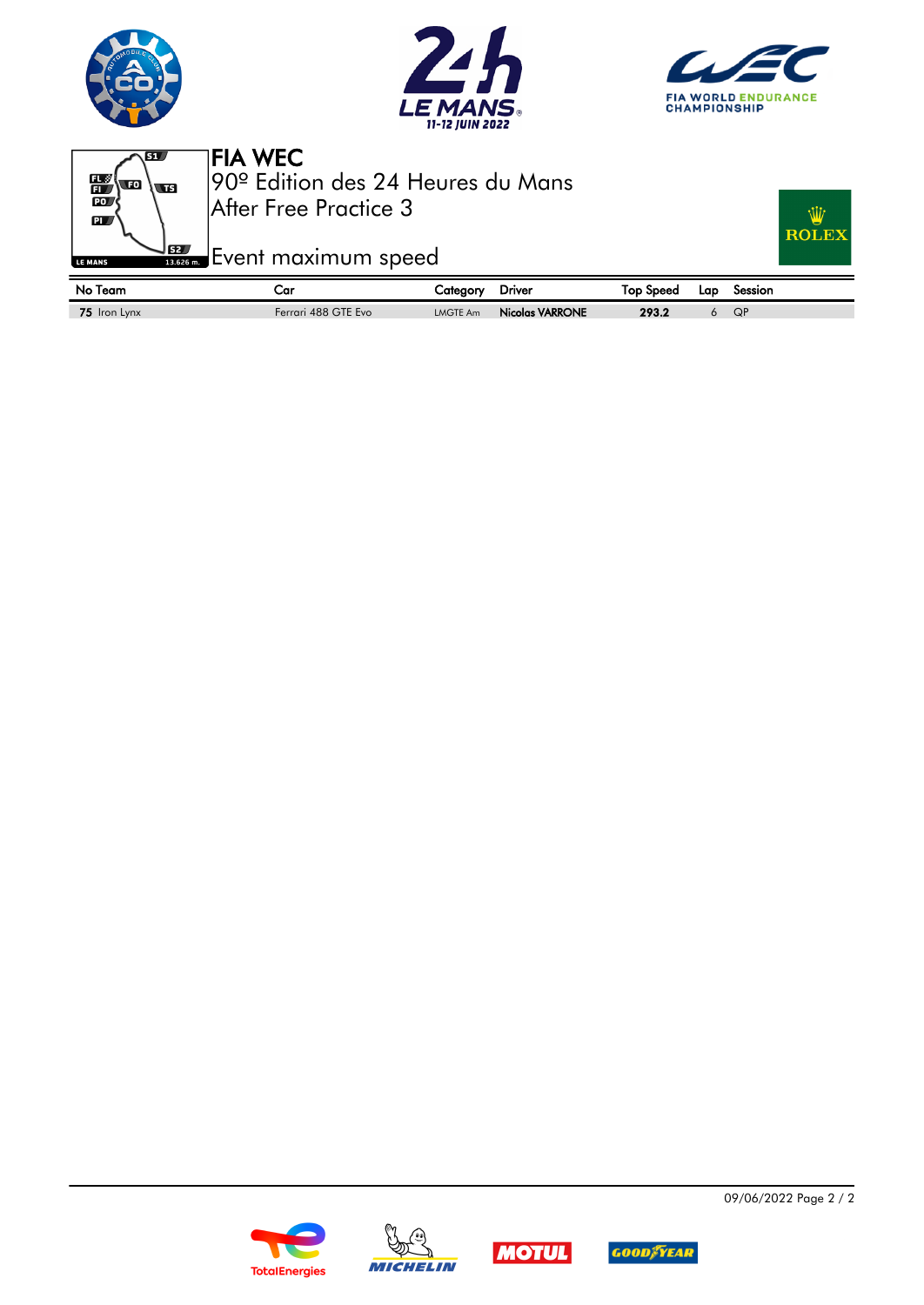# FIA WEC

90º Edition des 24 Heures du Mans

After Free Practice 3

Event maximum speed

| No | Team | Car | Category | Driver | Top Speed | Lap | Session |
|---|---|---|---|---|---|---|---|
| **75** | Iron Lynx | Ferrari 488 GTE Evo | LMGTE Am | **Nicolas VARRONE** | **293.2** | 6 | QP |

09/06/2022